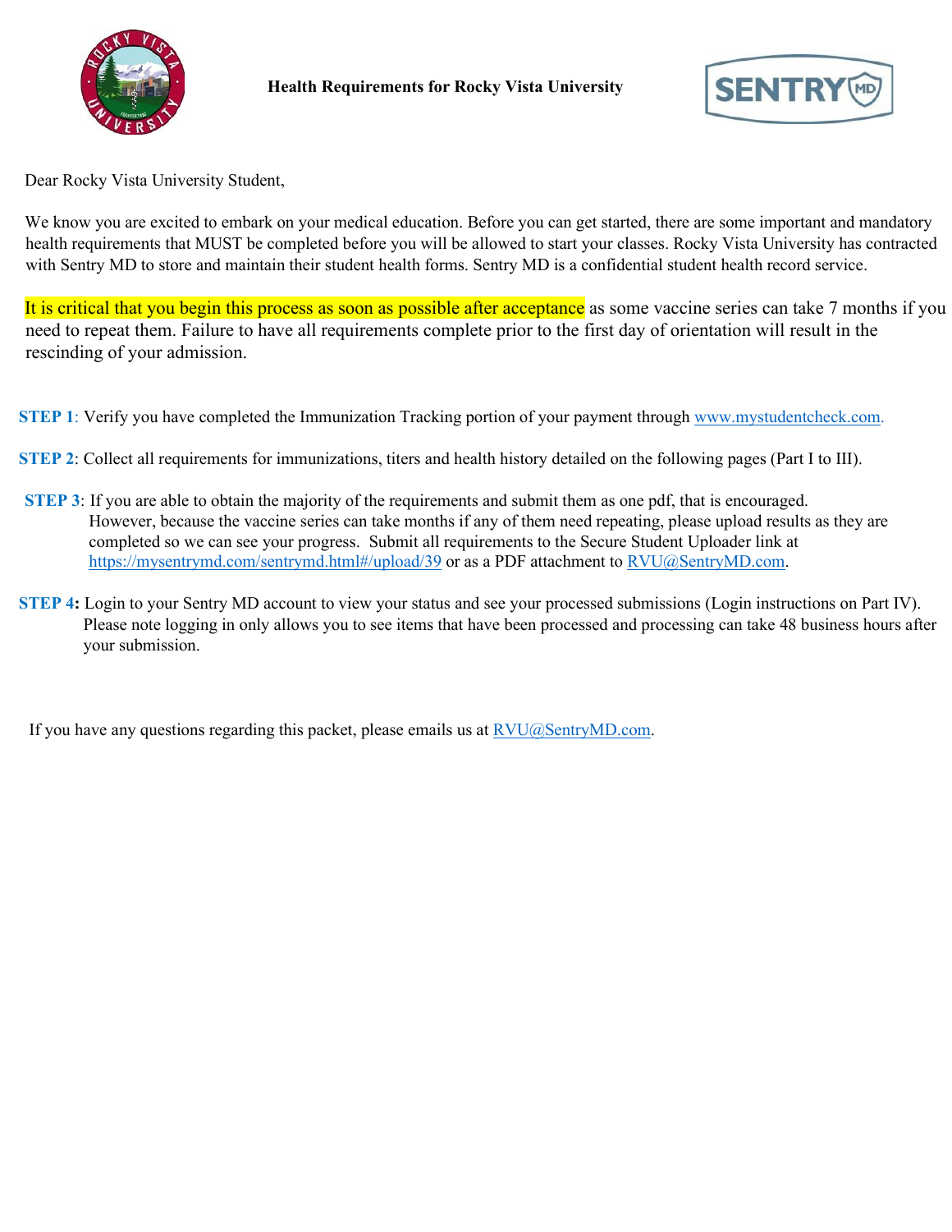# Health Requirements for Rocky Vista University

Dear Rocky Vista University Student,

We know you are excited to embark on your medical education. Before you can get started, there are some important and mandatory health requirements that MUST be completed before you will be allowed to start your classes. Rocky Vista University has contracted with Sentry MD to store and maintain their student health forms. Sentry MD is a confidential student health record service.

It is critical that you begin this process as soon as possible after acceptance as some vaccine series can take 7 months if you need to repeat them. Failure to have all requirements complete prior to the first day of orientation will result in the rescinding of your admission.

**STEP 1**: Verify you have completed the Immunization Tracking portion of your payment through www.mystudentcheck.com.

**STEP 2**: Collect all requirements for immunizations, titers and health history detailed on the following pages (Part I to III).

**STEP 3**: If you are able to obtain the majority of the requirements and submit them as one pdf, that is encouraged. However, because the vaccine series can take months if any of them need repeating, please upload results as they are completed so we can see your progress. Submit all requirements to the Secure Student Uploader link at https://mysentrymd.com/sentrymd.html#/upload/39 or as a PDF attachment to RVU@SentryMD.com.

**STEP 4:** Login to your Sentry MD account to view your status and see your processed submissions (Login instructions on Part IV). Please note logging in only allows you to see items that have been processed and processing can take 48 business hours after your submission.

If you have any questions regarding this packet, please emails us at RVU@SentryMD.com.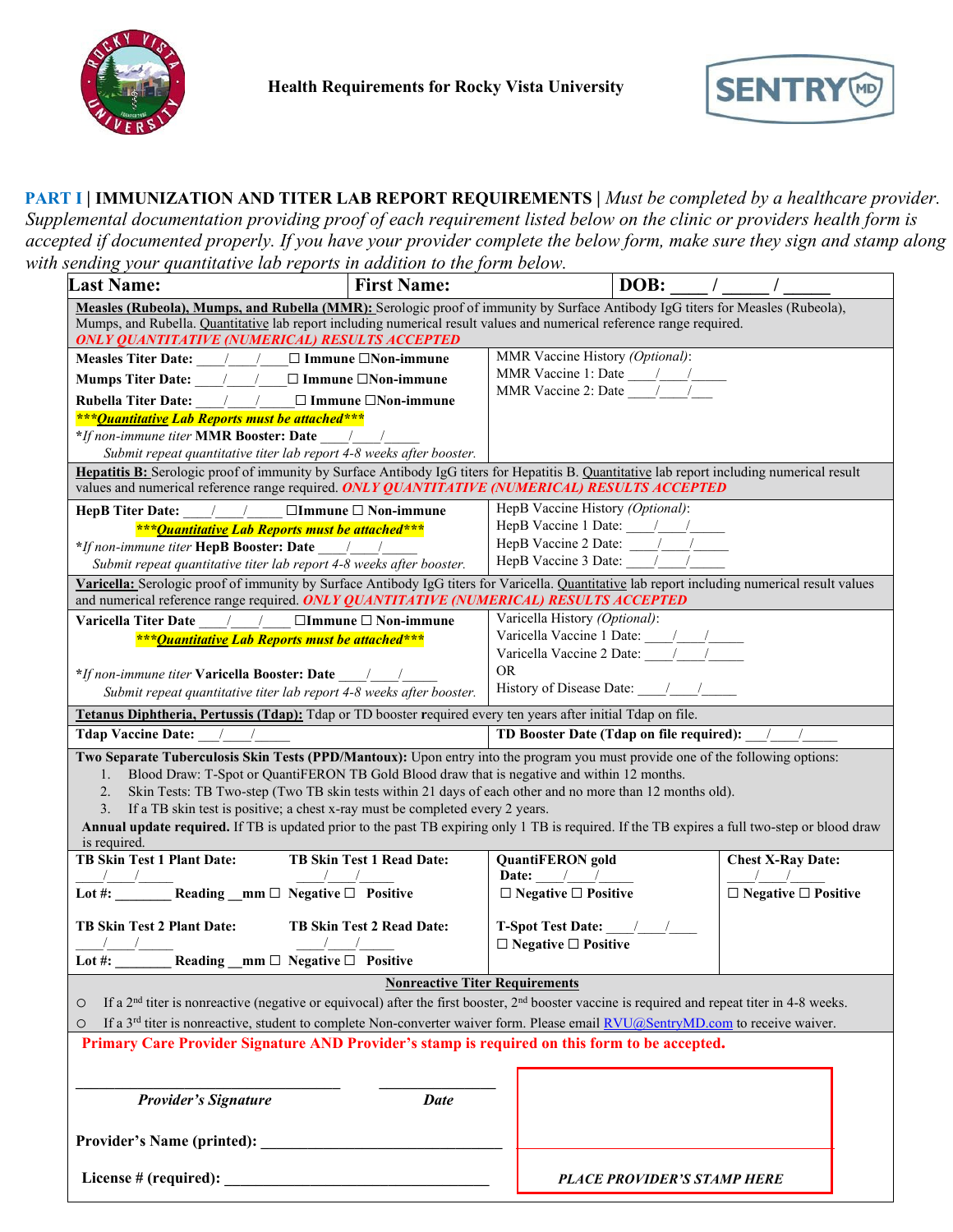# Health Requirements for Rocky Vista University

**PART I | IMMUNIZATION AND TITER LAB REPORT REQUIREMENTS |** *Must be completed by a healthcare provider. Supplemental documentation providing proof of each requirement listed below on the clinic or providers health form is accepted if documented properly. If you have your provider complete the below form, make sure they sign and stamp along with sending your quantitative lab reports in addition to the form below.*

| **Last Name:** | **First Name:** | **DOB: ____ / _____ / _____** |
|---|---|---|

**Measles (Rubeola), Mumps, and Rubella (MMR):** Serologic proof of immunity by Surface Antibody IgG titers for Measles (Rubeola), Mumps, and Rubella. Quantitative lab report including numerical result values and numerical reference range required. ***ONLY QUANTITATIVE (NUMERICAL) RESULTS ACCEPTED***

| | |
|---|---|
| **Measles Titer Date:** ___/___/___ ☐ **Immune** ☐**Non-immune**<br>**Mumps Titer Date:** ___/___/___ ☐ **Immune** ☐**Non-immune**<br>**Rubella Titer Date:** ___/___/___ ☐ **Immune** ☐**Non-immune**<br>***\*\*\*Quantitative Lab Reports must be attached\*\*\****<br>*\*If non-immune titer* **MMR Booster: Date** ____/____/_____<br>*Submit repeat quantitative titer lab report 4-8 weeks after booster.* | MMR Vaccine History *(Optional)*:<br>MMR Vaccine 1: Date ____/____/_____<br>MMR Vaccine 2: Date ____/____/___ |

**Hepatitis B:** Serologic proof of immunity by Surface Antibody IgG titers for Hepatitis B. Quantitative lab report including numerical result values and numerical reference range required. ***ONLY QUANTITATIVE (NUMERICAL) RESULTS ACCEPTED***

| | |
|---|---|
| **HepB Titer Date:** ___/___/_____ ☐**Immune** ☐ **Non-immune**<br>***\*\*\*Quantitative Lab Reports must be attached\*\*\****<br>*\*If non-immune titer* **HepB Booster: Date** ____/____/_____<br>*Submit repeat quantitative titer lab report 4-8 weeks after booster.* | HepB Vaccine History *(Optional)*:<br>HepB Vaccine 1 Date: ____/____/_____<br>HepB Vaccine 2 Date: ____/____/_____<br>HepB Vaccine 3 Date: ____/____/_____ |

**Varicella:** Serologic proof of immunity by Surface Antibody IgG titers for Varicella. Quantitative lab report including numerical result values and numerical reference range required. ***ONLY QUANTITATIVE (NUMERICAL) RESULTS ACCEPTED***

| | |
|---|---|
| **Varicella Titer Date** ___/___/____ ☐**Immune** ☐ **Non-immune**<br>***\*\*\*Quantitative Lab Reports must be attached\*\*\****<br>*\*If non-immune titer* **Varicella Booster: Date** ____/____/_____<br>*Submit repeat quantitative titer lab report 4-8 weeks after booster.* | Varicella History *(Optional)*:<br>Varicella Vaccine 1 Date: ____/____/_____<br>Varicella Vaccine 2 Date: ____/____/_____<br>OR<br>History of Disease Date: ____/____/_____ |

**Tetanus Diphtheria, Pertussis (Tdap):** Tdap or TD booster required every ten years after initial Tdap on file.

| | |
|---|---|
| **Tdap Vaccine Date:** ___/___/_____ | **TD Booster Date (Tdap on file required):** ___/___/_____ |

**Two Separate Tuberculosis Skin Tests (PPD/Mantoux):** Upon entry into the program you must provide one of the following options:

1. Blood Draw: T-Spot or QuantiFERON TB Gold Blood draw that is negative and within 12 months.
2. Skin Tests: TB Two-step (Two TB skin tests within 21 days of each other and no more than 12 months old).
3. If a TB skin test is positive; a chest x-ray must be completed every 2 years.

**Annual update required.** If TB is updated prior to the past TB expiring only 1 TB is required. If the TB expires a full two-step or blood draw is required.

| | | |
|---|---|---|
| **TB Skin Test 1 Plant Date:** ___/___/_____ **TB Skin Test 1 Read Date:** ___/___/_____<br>**Lot #:** _______ **Reading** __mm ☐ **Negative** ☐ **Positive**<br><br>**TB Skin Test 2 Plant Date:** ___/___/_____ **TB Skin Test 2 Read Date:** ___/___/_____<br>**Lot #:** _______ **Reading** __mm ☐ **Negative** ☐ **Positive** | **QuantiFERON gold Date:** ___/___/_____<br>☐ **Negative** ☐ **Positive**<br><br>**T-Spot Test Date:** ___/___/____<br>☐ **Negative** ☐ **Positive** | **Chest X-Ray Date:** ___/___/_____<br>☐ **Negative** ☐ **Positive** |

**Nonreactive Titer Requirements**

- If a 2nd titer is nonreactive (negative or equivocal) after the first booster, 2nd booster vaccine is required and repeat titer in 4-8 weeks.
- If a 3rd titer is nonreactive, student to complete Non-converter waiver form. Please email RVU@SentryMD.com to receive waiver.

**Primary Care Provider Signature AND Provider's stamp is required on this form to be accepted.**

________________________________ ______________
***Provider's Signature*** ***Date***

**Provider's Name (printed):** ______________________________

**License # (required):** __________________________________

***PLACE PROVIDER'S STAMP HERE***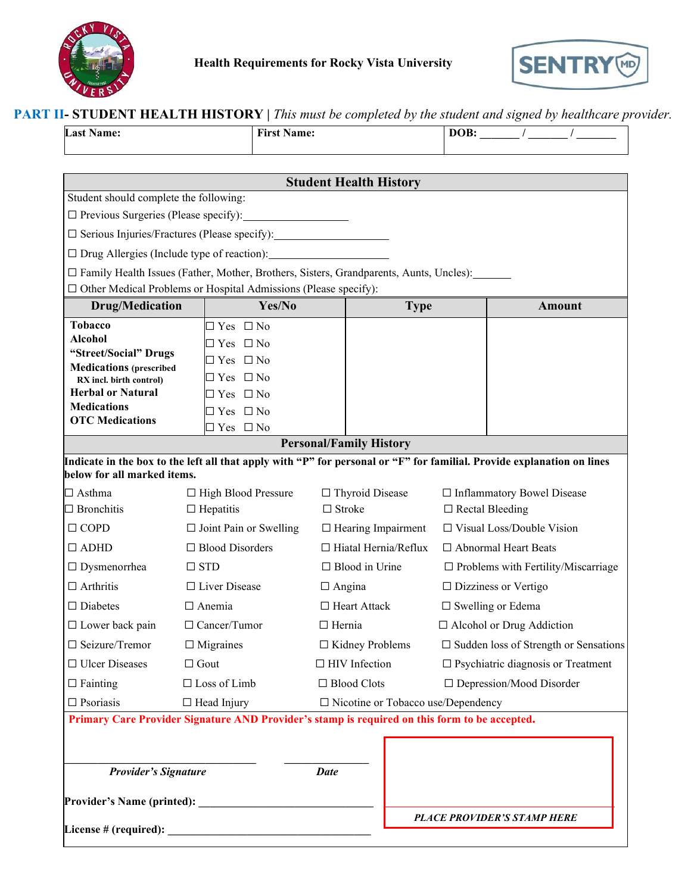**Health Requirements for Rocky Vista University**

## PART II- STUDENT HEALTH HISTORY | *This must be completed by the student and signed by healthcare provider.*

| Last Name: | First Name: | DOB: _______ / _______ / _______ |
|---|---|---|

### Student Health History

Student should complete the following:

☐ Previous Surgeries (Please specify):____________________

☐ Serious Injuries/Fractures (Please specify):____________________

☐ Drug Allergies (Include type of reaction):____________________

☐ Family Health Issues (Father, Mother, Brothers, Sisters, Grandparents, Aunts, Uncles):_______

☐ Other Medical Problems or Hospital Admissions (Please specify):

| Drug/Medication | Yes/No | Type | Amount |
|---|---|---|---|
| **Tobacco** | ☐ Yes ☐ No | | |
| **Alcohol** | ☐ Yes ☐ No | | |
| **"Street/Social" Drugs** | ☐ Yes ☐ No | | |
| **Medications** (prescribed RX incl. birth control) | ☐ Yes ☐ No | | |
| **Herbal or Natural** | ☐ Yes ☐ No | | |
| **Medications** | ☐ Yes ☐ No | | |
| **OTC Medications** | ☐ Yes ☐ No | | |

### Personal/Family History

**Indicate in the box to the left all that apply with "P" for personal or "F" for familial. Provide explanation on lines below for all marked items.**

| | | | |
|---|---|---|---|
| ☐ Asthma | ☐ High Blood Pressure | ☐ Thyroid Disease | ☐ Inflammatory Bowel Disease |
| ☐ Bronchitis | ☐ Hepatitis | ☐ Stroke | ☐ Rectal Bleeding |
| ☐ COPD | ☐ Joint Pain or Swelling | ☐ Hearing Impairment | ☐ Visual Loss/Double Vision |
| ☐ ADHD | ☐ Blood Disorders | ☐ Hiatal Hernia/Reflux | ☐ Abnormal Heart Beats |
| ☐ Dysmenorrhea | ☐ STD | ☐ Blood in Urine | ☐ Problems with Fertility/Miscarriage |
| ☐ Arthritis | ☐ Liver Disease | ☐ Angina | ☐ Dizziness or Vertigo |
| ☐ Diabetes | ☐ Anemia | ☐ Heart Attack | ☐ Swelling or Edema |
| ☐ Lower back pain | ☐ Cancer/Tumor | ☐ Hernia | ☐ Alcohol or Drug Addiction |
| ☐ Seizure/Tremor | ☐ Migraines | ☐ Kidney Problems | ☐ Sudden loss of Strength or Sensations |
| ☐ Ulcer Diseases | ☐ Gout | ☐ HIV Infection | ☐ Psychiatric diagnosis or Treatment |
| ☐ Fainting | ☐ Loss of Limb | ☐ Blood Clots | ☐ Depression/Mood Disorder |
| ☐ Psoriasis | ☐ Head Injury | ☐ Nicotine or Tobacco use/Dependency | |

**Primary Care Provider Signature AND Provider's stamp is required on this form to be accepted.**

____________________________ ________________

*Provider's Signature* *Date*

**Provider's Name (printed):** ______________________________

**License # (required):** ______________________________

***PLACE PROVIDER'S STAMP HERE***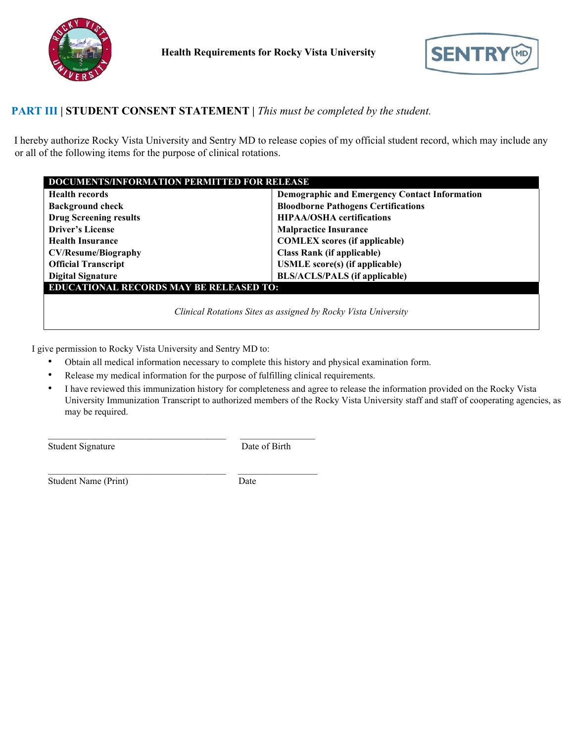**Health Requirements for Rocky Vista University**

## PART III | STUDENT CONSENT STATEMENT | *This must be completed by the student.*

I hereby authorize Rocky Vista University and Sentry MD to release copies of my official student record, which may include any or all of the following items for the purpose of clinical rotations.

| DOCUMENTS/INFORMATION PERMITTED FOR RELEASE | |
|---|---|
| **Health records** | **Demographic and Emergency Contact Information** |
| **Background check** | **Bloodborne Pathogens Certifications** |
| **Drug Screening results** | **HIPAA/OSHA certifications** |
| **Driver's License** | **Malpractice Insurance** |
| **Health Insurance** | **COMLEX scores (if applicable)** |
| **CV/Resume/Biography** | **Class Rank (if applicable)** |
| **Official Transcript** | **USMLE score(s) (if applicable)** |
| **Digital Signature** | **BLS/ACLS/PALS (if applicable)** |
| **EDUCATIONAL RECORDS MAY BE RELEASED TO:** | |
| *Clinical Rotations Sites as assigned by Rocky Vista University* | |

I give permission to Rocky Vista University and Sentry MD to:

- Obtain all medical information necessary to complete this history and physical examination form.
- Release my medical information for the purpose of fulfilling clinical requirements.
- I have reviewed this immunization history for completeness and agree to release the information provided on the Rocky Vista University Immunization Transcript to authorized members of the Rocky Vista University staff and staff of cooperating agencies, as may be required.

______________________________________ ________________
Student Signature Date of Birth

______________________________________ ________________
Student Name (Print) Date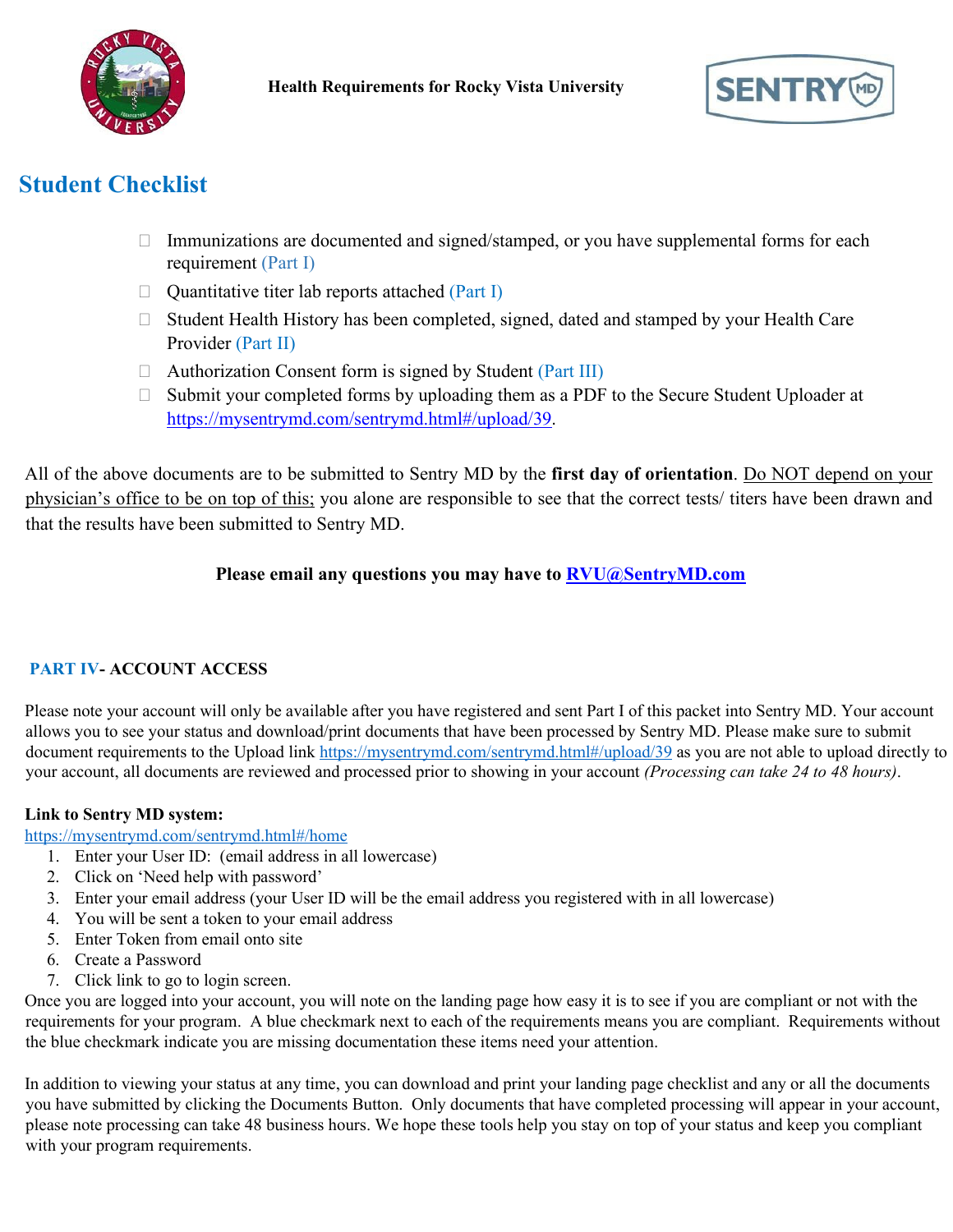Health Requirements for Rocky Vista University

## Student Checklist

- ☐ Immunizations are documented and signed/stamped, or you have supplemental forms for each requirement (Part I)
- ☐ Quantitative titer lab reports attached (Part I)
- ☐ Student Health History has been completed, signed, dated and stamped by your Health Care Provider (Part II)
- ☐ Authorization Consent form is signed by Student (Part III)
- ☐ Submit your completed forms by uploading them as a PDF to the Secure Student Uploader at https://mysentrymd.com/sentrymd.html#/upload/39.

All of the above documents are to be submitted to Sentry MD by the **first day of orientation**. Do NOT depend on your physician's office to be on top of this; you alone are responsible to see that the correct tests/ titers have been drawn and that the results have been submitted to Sentry MD.

**Please email any questions you may have to RVU@SentryMD.com**

### PART IV- ACCOUNT ACCESS

Please note your account will only be available after you have registered and sent Part I of this packet into Sentry MD. Your account allows you to see your status and download/print documents that have been processed by Sentry MD. Please make sure to submit document requirements to the Upload link https://mysentrymd.com/sentrymd.html#/upload/39 as you are not able to upload directly to your account, all documents are reviewed and processed prior to showing in your account *(Processing can take 24 to 48 hours)*.

**Link to Sentry MD system:**
https://mysentrymd.com/sentrymd.html#/home

1. Enter your User ID: (email address in all lowercase)
2. Click on 'Need help with password'
3. Enter your email address (your User ID will be the email address you registered with in all lowercase)
4. You will be sent a token to your email address
5. Enter Token from email onto site
6. Create a Password
7. Click link to go to login screen.

Once you are logged into your account, you will note on the landing page how easy it is to see if you are compliant or not with the requirements for your program. A blue checkmark next to each of the requirements means you are compliant. Requirements without the blue checkmark indicate you are missing documentation these items need your attention.

In addition to viewing your status at any time, you can download and print your landing page checklist and any or all the documents you have submitted by clicking the Documents Button. Only documents that have completed processing will appear in your account, please note processing can take 48 business hours. We hope these tools help you stay on top of your status and keep you compliant with your program requirements.